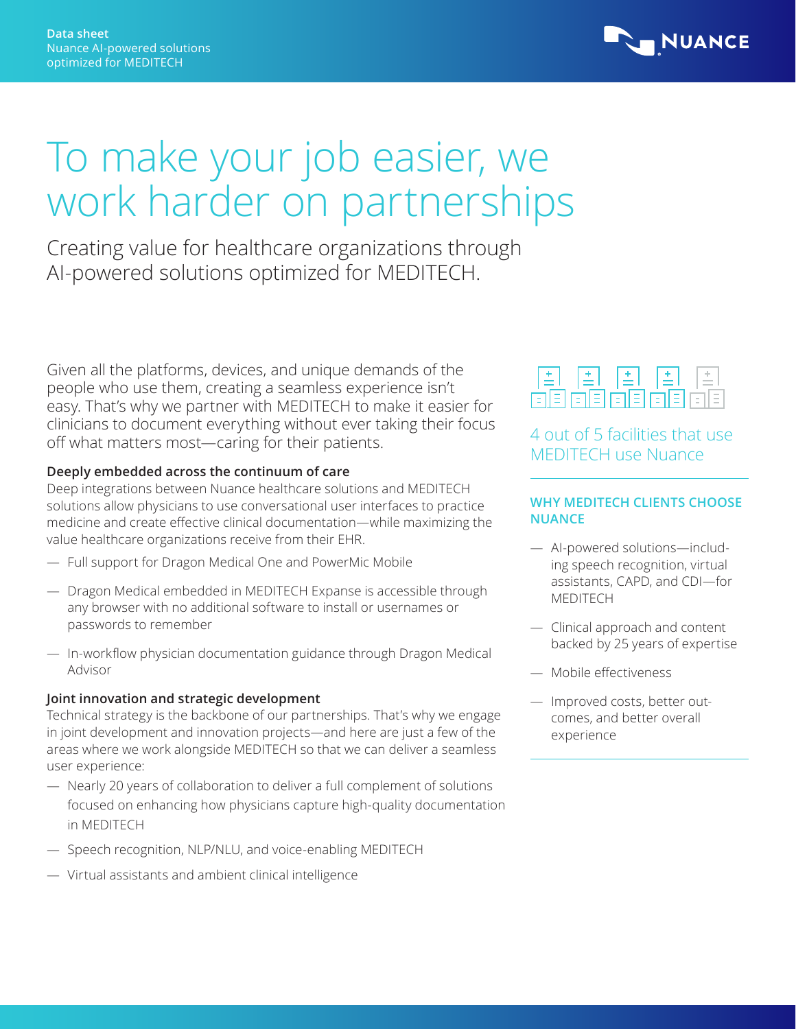Data sheet
Nuance AI-powered solutions optimized for MEDITECH

# To make your job easier, we work harder on partnerships

## Creating value for healthcare organizations through AI-powered solutions optimized for MEDITECH.

Given all the platforms, devices, and unique demands of the people who use them, creating a seamless experience isn't easy. That's why we partner with MEDITECH to make it easier for clinicians to document everything without ever taking their focus off what matters most—caring for their patients.

**Deeply embedded across the continuum of care**

Deep integrations between Nuance healthcare solutions and MEDITECH solutions allow physicians to use conversational user interfaces to practice medicine and create effective clinical documentation—while maximizing the value healthcare organizations receive from their EHR.

- Full support for Dragon Medical One and PowerMic Mobile
- Dragon Medical embedded in MEDITECH Expanse is accessible through any browser with no additional software to install or usernames or passwords to remember
- In-workflow physician documentation guidance through Dragon Medical Advisor

**Joint innovation and strategic development**

Technical strategy is the backbone of our partnerships. That's why we engage in joint development and innovation projects—and here are just a few of the areas where we work alongside MEDITECH so that we can deliver a seamless user experience:

- Nearly 20 years of collaboration to deliver a full complement of solutions focused on enhancing how physicians capture high-quality documentation in MEDITECH
- Speech recognition, NLP/NLU, and voice-enabling MEDITECH
- Virtual assistants and ambient clinical intelligence

4 out of 5 facilities that use MEDITECH use Nuance

### WHY MEDITECH CLIENTS CHOOSE NUANCE

- AI-powered solutions—including speech recognition, virtual assistants, CAPD, and CDI—for MEDITECH
- Clinical approach and content backed by 25 years of expertise
- Mobile effectiveness
- Improved costs, better outcomes, and better overall experience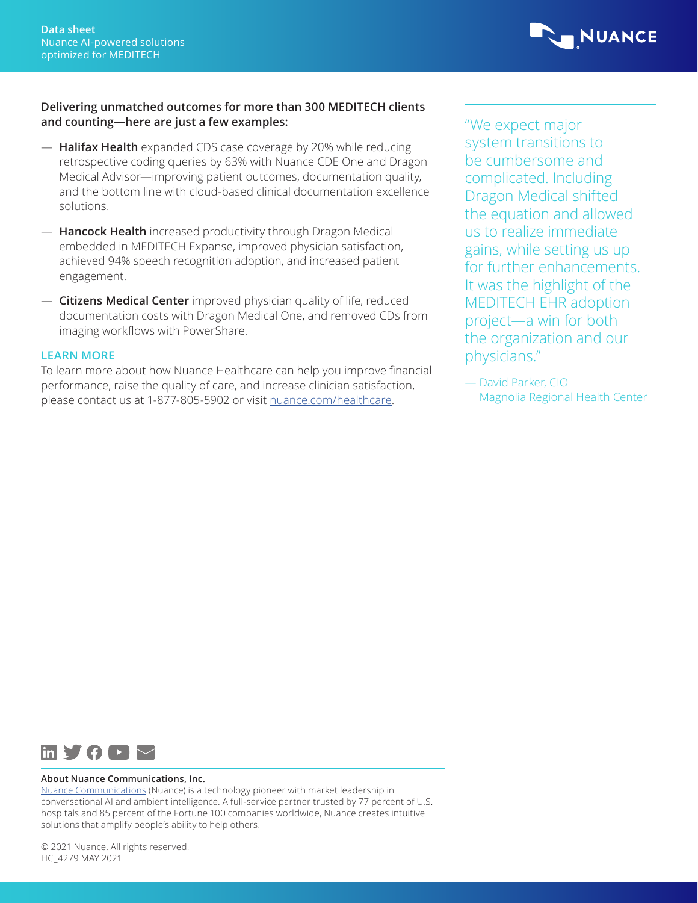**Delivering unmatched outcomes for more than 300 MEDITECH clients and counting—here are just a few examples:**

- **Halifax Health** expanded CDS case coverage by 20% while reducing retrospective coding queries by 63% with Nuance CDE One and Dragon Medical Advisor—improving patient outcomes, documentation quality, and the bottom line with cloud-based clinical documentation excellence solutions.
- **Hancock Health** increased productivity through Dragon Medical embedded in MEDITECH Expanse, improved physician satisfaction, achieved 94% speech recognition adoption, and increased patient engagement.
- **Citizens Medical Center** improved physician quality of life, reduced documentation costs with Dragon Medical One, and removed CDs from imaging workflows with PowerShare.

"We expect major system transitions to be cumbersome and complicated. Including Dragon Medical shifted the equation and allowed us to realize immediate gains, while setting us up for further enhancements. It was the highlight of the MEDITECH EHR adoption project—a win for both the organization and our physicians."

— David Parker, CIO
Magnolia Regional Health Center

## LEARN MORE

To learn more about how Nuance Healthcare can help you improve financial performance, raise the quality of care, and increase clinician satisfaction, please contact us at 1-877-805-5902 or visit nuance.com/healthcare.

**About Nuance Communications, Inc.**

Nuance Communications (Nuance) is a technology pioneer with market leadership in conversational AI and ambient intelligence. A full-service partner trusted by 77 percent of U.S. hospitals and 85 percent of the Fortune 100 companies worldwide, Nuance creates intuitive solutions that amplify people's ability to help others.

© 2021 Nuance. All rights reserved.
HC_4279 MAY 2021